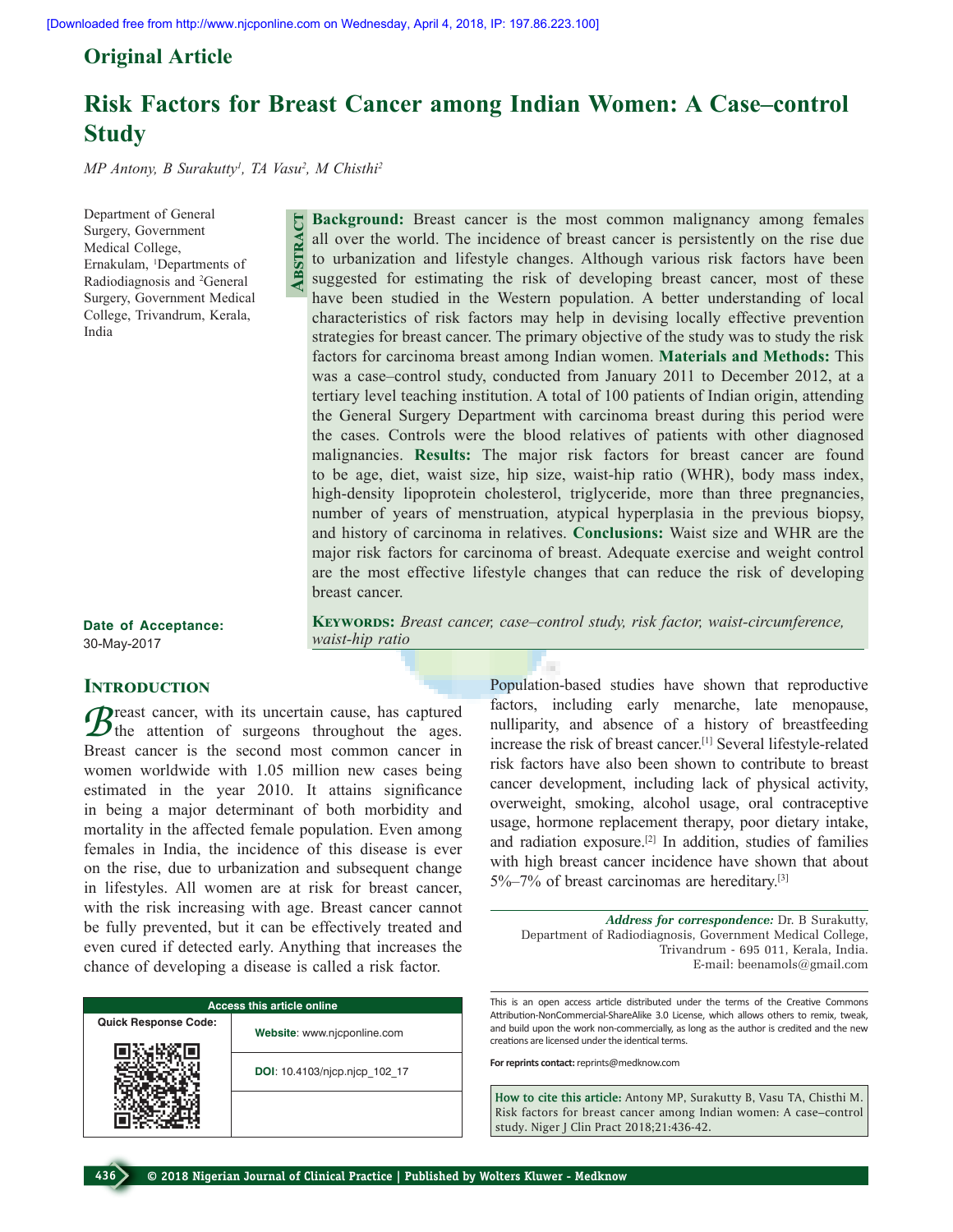Original Article

# Risk Factors for Breast Cancer among Indian Women: A Case–control Study

*MP Antony, B Surakutty[1], TA Vasu[2], M Chisthi[2]*

Department of General Surgery, Government Medical College, Ernakulam, [1]Departments of Radiodiagnosis and [2]General Surgery, Government Medical College, Trivandrum, Kerala, India

## Abstract

**Background:** Breast cancer is the most common malignancy among females all over the world. The incidence of breast cancer is persistently on the rise due to urbanization and lifestyle changes. Although various risk factors have been suggested for estimating the risk of developing breast cancer, most of these have been studied in the Western population. A better understanding of local characteristics of risk factors may help in devising locally effective prevention strategies for breast cancer. The primary objective of the study was to study the risk factors for carcinoma breast among Indian women. **Materials and Methods:** This was a case–control study, conducted from January 2011 to December 2012, at a tertiary level teaching institution. A total of 100 patients of Indian origin, attending the General Surgery Department with carcinoma breast during this period were the cases. Controls were the blood relatives of patients with other diagnosed malignancies. **Results:** The major risk factors for breast cancer are found to be age, diet, waist size, hip size, waist-hip ratio (WHR), body mass index, high-density lipoprotein cholesterol, triglyceride, more than three pregnancies, number of years of menstruation, atypical hyperplasia in the previous biopsy, and history of carcinoma in relatives. **Conclusions:** Waist size and WHR are the major risk factors for carcinoma of breast. Adequate exercise and weight control are the most effective lifestyle changes that can reduce the risk of developing breast cancer.

**Keywords:** *Breast cancer, case–control study, risk factor, waist-circumference, waist-hip ratio*

**Date of Acceptance:** 30-May-2017

## Introduction

Breast cancer, with its uncertain cause, has captured the attention of surgeons throughout the ages. Breast cancer is the second most common cancer in women worldwide with 1.05 million new cases being estimated in the year 2010. It attains significance in being a major determinant of both morbidity and mortality in the affected female population. Even among females in India, the incidence of this disease is ever on the rise, due to urbanization and subsequent change in lifestyles. All women are at risk for breast cancer, with the risk increasing with age. Breast cancer cannot be fully prevented, but it can be effectively treated and even cured if detected early. Anything that increases the chance of developing a disease is called a risk factor.

Population-based studies have shown that reproductive factors, including early menarche, late menopause, nulliparity, and absence of a history of breastfeeding increase the risk of breast cancer.[1] Several lifestyle-related risk factors have also been shown to contribute to breast cancer development, including lack of physical activity, overweight, smoking, alcohol usage, oral contraceptive usage, hormone replacement therapy, poor dietary intake, and radiation exposure.[2] In addition, studies of families with high breast cancer incidence have shown that about 5%–7% of breast carcinomas are hereditary.[3]

***Address for correspondence:*** Dr. B Surakutty, Department of Radiodiagnosis, Government Medical College, Trivandrum - 695 011, Kerala, India. E-mail: beenamols@gmail.com

| Access this article online | |
|---|---|
| Quick Response Code: | Website: www.njcponline.com |
| | DOI: 10.4103/njcp.njcp_102_17 |

This is an open access article distributed under the terms of the Creative Commons Attribution-NonCommercial-ShareAlike 3.0 License, which allows others to remix, tweak, and build upon the work non-commercially, as long as the author is credited and the new creations are licensed under the identical terms.

**For reprints contact:** reprints@medknow.com

**How to cite this article:** Antony MP, Surakutty B, Vasu TA, Chisthi M. Risk factors for breast cancer among Indian women: A case–control study. Niger J Clin Pract 2018;21:436-42.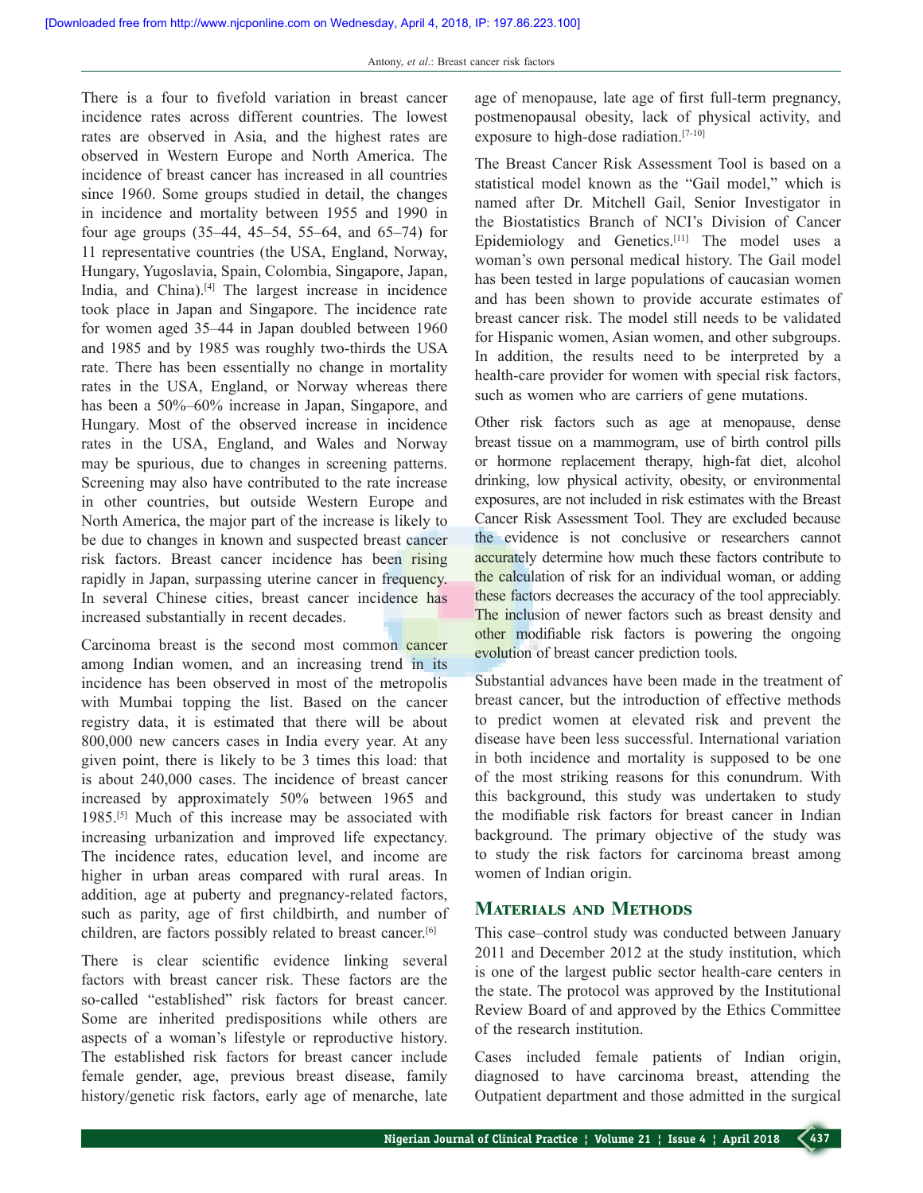There is a four to fivefold variation in breast cancer incidence rates across different countries. The lowest rates are observed in Asia, and the highest rates are observed in Western Europe and North America. The incidence of breast cancer has increased in all countries since 1960. Some groups studied in detail, the changes in incidence and mortality between 1955 and 1990 in four age groups (35–44, 45–54, 55–64, and 65–74) for 11 representative countries (the USA, England, Norway, Hungary, Yugoslavia, Spain, Colombia, Singapore, Japan, India, and China).[4] The largest increase in incidence took place in Japan and Singapore. The incidence rate for women aged 35–44 in Japan doubled between 1960 and 1985 and by 1985 was roughly two-thirds the USA rate. There has been essentially no change in mortality rates in the USA, England, or Norway whereas there has been a 50%–60% increase in Japan, Singapore, and Hungary. Most of the observed increase in incidence rates in the USA, England, and Wales and Norway may be spurious, due to changes in screening patterns. Screening may also have contributed to the rate increase in other countries, but outside Western Europe and North America, the major part of the increase is likely to be due to changes in known and suspected breast cancer risk factors. Breast cancer incidence has been rising rapidly in Japan, surpassing uterine cancer in frequency. In several Chinese cities, breast cancer incidence has increased substantially in recent decades.

Carcinoma breast is the second most common cancer among Indian women, and an increasing trend in its incidence has been observed in most of the metropolis with Mumbai topping the list. Based on the cancer registry data, it is estimated that there will be about 800,000 new cancers cases in India every year. At any given point, there is likely to be 3 times this load: that is about 240,000 cases. The incidence of breast cancer increased by approximately 50% between 1965 and 1985.[5] Much of this increase may be associated with increasing urbanization and improved life expectancy. The incidence rates, education level, and income are higher in urban areas compared with rural areas. In addition, age at puberty and pregnancy-related factors, such as parity, age of first childbirth, and number of children, are factors possibly related to breast cancer.[6]

There is clear scientific evidence linking several factors with breast cancer risk. These factors are the so-called "established" risk factors for breast cancer. Some are inherited predispositions while others are aspects of a woman's lifestyle or reproductive history. The established risk factors for breast cancer include female gender, age, previous breast disease, family history/genetic risk factors, early age of menarche, late age of menopause, late age of first full-term pregnancy, postmenopausal obesity, lack of physical activity, and exposure to high-dose radiation.[7-10]

The Breast Cancer Risk Assessment Tool is based on a statistical model known as the "Gail model," which is named after Dr. Mitchell Gail, Senior Investigator in the Biostatistics Branch of NCI's Division of Cancer Epidemiology and Genetics.[11] The model uses a woman's own personal medical history. The Gail model has been tested in large populations of caucasian women and has been shown to provide accurate estimates of breast cancer risk. The model still needs to be validated for Hispanic women, Asian women, and other subgroups. In addition, the results need to be interpreted by a health-care provider for women with special risk factors, such as women who are carriers of gene mutations.

Other risk factors such as age at menopause, dense breast tissue on a mammogram, use of birth control pills or hormone replacement therapy, high-fat diet, alcohol drinking, low physical activity, obesity, or environmental exposures, are not included in risk estimates with the Breast Cancer Risk Assessment Tool. They are excluded because the evidence is not conclusive or researchers cannot accurately determine how much these factors contribute to the calculation of risk for an individual woman, or adding these factors decreases the accuracy of the tool appreciably. The inclusion of newer factors such as breast density and other modifiable risk factors is powering the ongoing evolution of breast cancer prediction tools.

Substantial advances have been made in the treatment of breast cancer, but the introduction of effective methods to predict women at elevated risk and prevent the disease have been less successful. International variation in both incidence and mortality is supposed to be one of the most striking reasons for this conundrum. With this background, this study was undertaken to study the modifiable risk factors for breast cancer in Indian background. The primary objective of the study was to study the risk factors for carcinoma breast among women of Indian origin.

## Materials and Methods

This case–control study was conducted between January 2011 and December 2012 at the study institution, which is one of the largest public sector health-care centers in the state. The protocol was approved by the Institutional Review Board of and approved by the Ethics Committee of the research institution.

Cases included female patients of Indian origin, diagnosed to have carcinoma breast, attending the Outpatient department and those admitted in the surgical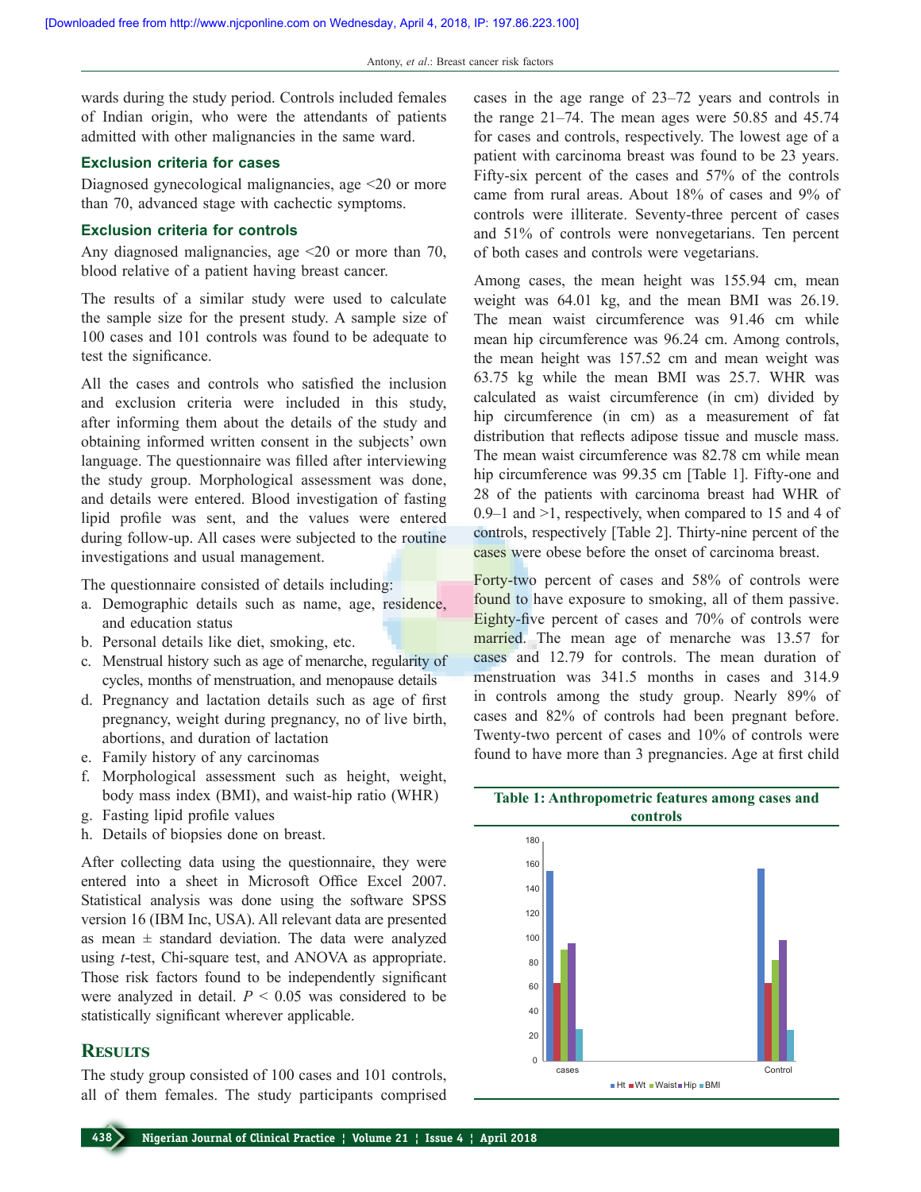wards during the study period. Controls included females of Indian origin, who were the attendants of patients admitted with other malignancies in the same ward.

### Exclusion criteria for cases

Diagnosed gynecological malignancies, age <20 or more than 70, advanced stage with cachectic symptoms.

### Exclusion criteria for controls

Any diagnosed malignancies, age <20 or more than 70, blood relative of a patient having breast cancer.

The results of a similar study were used to calculate the sample size for the present study. A sample size of 100 cases and 101 controls was found to be adequate to test the significance.

All the cases and controls who satisfied the inclusion and exclusion criteria were included in this study, after informing them about the details of the study and obtaining informed written consent in the subjects' own language. The questionnaire was filled after interviewing the study group. Morphological assessment was done, and details were entered. Blood investigation of fasting lipid profile was sent, and the values were entered during follow-up. All cases were subjected to the routine investigations and usual management.

The questionnaire consisted of details including:

a. Demographic details such as name, age, residence, and education status
b. Personal details like diet, smoking, etc.
c. Menstrual history such as age of menarche, regularity of cycles, months of menstruation, and menopause details
d. Pregnancy and lactation details such as age of first pregnancy, weight during pregnancy, no of live birth, abortions, and duration of lactation
e. Family history of any carcinomas
f. Morphological assessment such as height, weight, body mass index (BMI), and waist-hip ratio (WHR)
g. Fasting lipid profile values
h. Details of biopsies done on breast.

After collecting data using the questionnaire, they were entered into a sheet in Microsoft Office Excel 2007. Statistical analysis was done using the software SPSS version 16 (IBM Inc, USA). All relevant data are presented as mean ± standard deviation. The data were analyzed using *t*-test, Chi-square test, and ANOVA as appropriate. Those risk factors found to be independently significant were analyzed in detail. $P < 0.05$ was considered to be statistically significant wherever applicable.

## Results

The study group consisted of 100 cases and 101 controls, all of them females. The study participants comprised cases in the age range of 23–72 years and controls in the range 21–74. The mean ages were 50.85 and 45.74 for cases and controls, respectively. The lowest age of a patient with carcinoma breast was found to be 23 years. Fifty-six percent of the cases and 57% of the controls came from rural areas. About 18% of cases and 9% of controls were illiterate. Seventy-three percent of cases and 51% of controls were nonvegetarians. Ten percent of both cases and controls were vegetarians.

Among cases, the mean height was 155.94 cm, mean weight was 64.01 kg, and the mean BMI was 26.19. The mean waist circumference was 91.46 cm while mean hip circumference was 96.24 cm. Among controls, the mean height was 157.52 cm and mean weight was 63.75 kg while the mean BMI was 25.7. WHR was calculated as waist circumference (in cm) divided by hip circumference (in cm) as a measurement of fat distribution that reflects adipose tissue and muscle mass. The mean waist circumference was 82.78 cm while mean hip circumference was 99.35 cm [Table 1]. Fifty-one and 28 of the patients with carcinoma breast had WHR of 0.9–1 and >1, respectively, when compared to 15 and 4 of controls, respectively [Table 2]. Thirty-nine percent of the cases were obese before the onset of carcinoma breast.

Forty-two percent of cases and 58% of controls were found to have exposure to smoking, all of them passive. Eighty-five percent of cases and 70% of controls were married. The mean age of menarche was 13.57 for cases and 12.79 for controls. The mean duration of menstruation was 341.5 months in cases and 314.9 in controls among the study group. Nearly 89% of cases and 82% of controls had been pregnant before. Twenty-two percent of cases and 10% of controls were found to have more than 3 pregnancies. Age at first child

**Table 1: Anthropometric features among cases and controls**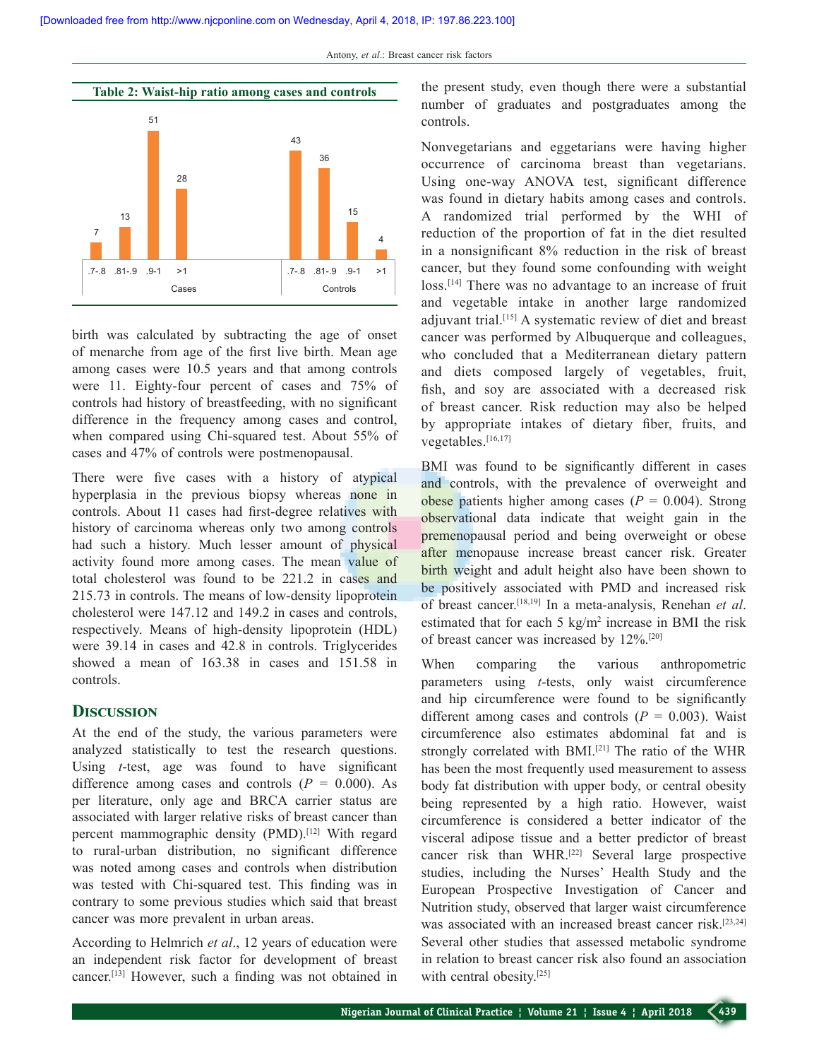**Table 2: Waist-hip ratio among cases and controls**

| | .7-.8 | .81-.9 | .9-1 | >1 |
|---|---|---|---|---|
| Cases | 7 | 13 | 51 | 28 |
| Controls | 43 | 36 | 15 | 4 |

birth was calculated by subtracting the age of onset of menarche from age of the first live birth. Mean age among cases were 10.5 years and that among controls were 11. Eighty-four percent of cases and 75% of controls had history of breastfeeding, with no significant difference in the frequency among cases and control, when compared using Chi-squared test. About 55% of cases and 47% of controls were postmenopausal.

There were five cases with a history of atypical hyperplasia in the previous biopsy whereas none in controls. About 11 cases had first-degree relatives with history of carcinoma whereas only two among controls had such a history. Much lesser amount of physical activity found more among cases. The mean value of total cholesterol was found to be 221.2 in cases and 215.73 in controls. The means of low-density lipoprotein cholesterol were 147.12 and 149.2 in cases and controls, respectively. Means of high-density lipoprotein (HDL) were 39.14 in cases and 42.8 in controls. Triglycerides showed a mean of 163.38 in cases and 151.58 in controls.

## Discussion

At the end of the study, the various parameters were analyzed statistically to test the research questions. Using *t*-test, age was found to have significant difference among cases and controls (*P* = 0.000). As per literature, only age and BRCA carrier status are associated with larger relative risks of breast cancer than percent mammographic density (PMD).[12] With regard to rural-urban distribution, no significant difference was noted among cases and controls when distribution was tested with Chi-squared test. This finding was in contrary to some previous studies which said that breast cancer was more prevalent in urban areas.

According to Helmrich *et al*., 12 years of education were an independent risk factor for development of breast cancer.[13] However, such a finding was not obtained in the present study, even though there were a substantial number of graduates and postgraduates among the controls.

Nonvegetarians and eggetarians were having higher occurrence of carcinoma breast than vegetarians. Using one-way ANOVA test, significant difference was found in dietary habits among cases and controls. A randomized trial performed by the WHI of reduction of the proportion of fat in the diet resulted in a nonsignificant 8% reduction in the risk of breast cancer, but they found some confounding with weight loss.[14] There was no advantage to an increase of fruit and vegetable intake in another large randomized adjuvant trial.[15] A systematic review of diet and breast cancer was performed by Albuquerque and colleagues, who concluded that a Mediterranean dietary pattern and diets composed largely of vegetables, fruit, fish, and soy are associated with a decreased risk of breast cancer. Risk reduction may also be helped by appropriate intakes of dietary fiber, fruits, and vegetables.[16,17]

BMI was found to be significantly different in cases and controls, with the prevalence of overweight and obese patients higher among cases (*P* = 0.004). Strong observational data indicate that weight gain in the premenopausal period and being overweight or obese after menopause increase breast cancer risk. Greater birth weight and adult height also have been shown to be positively associated with PMD and increased risk of breast cancer.[18,19] In a meta-analysis, Renehan *et al*. estimated that for each 5 kg/m$^2$ increase in BMI the risk of breast cancer was increased by 12%.[20]

When comparing the various anthropometric parameters using *t*-tests, only waist circumference and hip circumference were found to be significantly different among cases and controls (*P* = 0.003). Waist circumference also estimates abdominal fat and is strongly correlated with BMI.[21] The ratio of the WHR has been the most frequently used measurement to assess body fat distribution with upper body, or central obesity being represented by a high ratio. However, waist circumference is considered a better indicator of the visceral adipose tissue and a better predictor of breast cancer risk than WHR.[22] Several large prospective studies, including the Nurses' Health Study and the European Prospective Investigation of Cancer and Nutrition study, observed that larger waist circumference was associated with an increased breast cancer risk.[23,24] Several other studies that assessed metabolic syndrome in relation to breast cancer risk also found an association with central obesity.[25]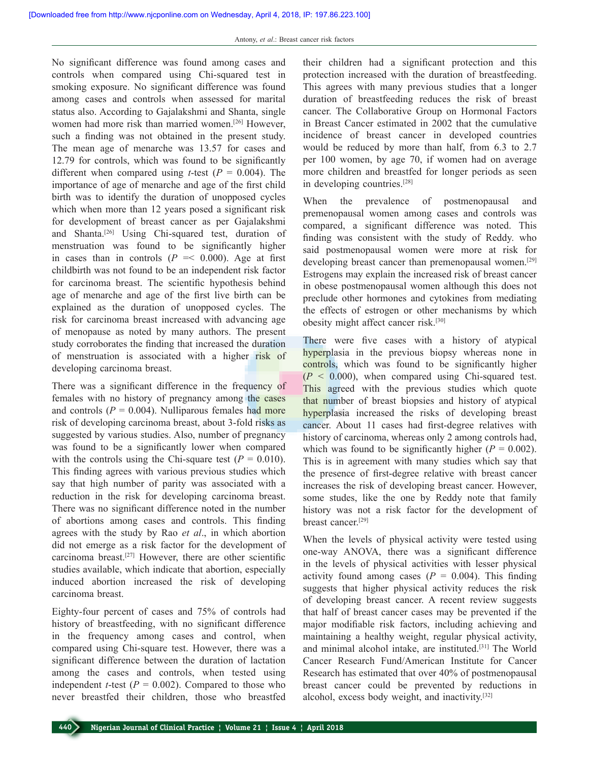No significant difference was found among cases and controls when compared using Chi-squared test in smoking exposure. No significant difference was found among cases and controls when assessed for marital status also. According to Gajalakshmi and Shanta, single women had more risk than married women.[26] However, such a finding was not obtained in the present study. The mean age of menarche was 13.57 for cases and 12.79 for controls, which was found to be significantly different when compared using *t*-test ($P = 0.004$). The importance of age of menarche and age of the first child birth was to identify the duration of unopposed cycles which when more than 12 years posed a significant risk for development of breast cancer as per Gajalakshmi and Shanta.[26] Using Chi-squared test, duration of menstruation was found to be significantly higher in cases than in controls ($P =< 0.000$). Age at first childbirth was not found to be an independent risk factor for carcinoma breast. The scientific hypothesis behind age of menarche and age of the first live birth can be explained as the duration of unopposed cycles. The risk for carcinoma breast increased with advancing age of menopause as noted by many authors. The present study corroborates the finding that increased the duration of menstruation is associated with a higher risk of developing carcinoma breast.

There was a significant difference in the frequency of females with no history of pregnancy among the cases and controls ($P = 0.004$). Nulliparous females had more risk of developing carcinoma breast, about 3-fold risks as suggested by various studies. Also, number of pregnancy was found to be a significantly lower when compared with the controls using the Chi-square test ($P = 0.010$). This finding agrees with various previous studies which say that high number of parity was associated with a reduction in the risk for developing carcinoma breast. There was no significant difference noted in the number of abortions among cases and controls. This finding agrees with the study by Rao *et al*., in which abortion did not emerge as a risk factor for the development of carcinoma breast.[27] However, there are other scientific studies available, which indicate that abortion, especially induced abortion increased the risk of developing carcinoma breast.

Eighty-four percent of cases and 75% of controls had history of breastfeeding, with no significant difference in the frequency among cases and control, when compared using Chi-square test. However, there was a significant difference between the duration of lactation among the cases and controls, when tested using independent *t*-test ($P = 0.002$). Compared to those who never breastfed their children, those who breastfed their children had a significant protection and this protection increased with the duration of breastfeeding. This agrees with many previous studies that a longer duration of breastfeeding reduces the risk of breast cancer. The Collaborative Group on Hormonal Factors in Breast Cancer estimated in 2002 that the cumulative incidence of breast cancer in developed countries would be reduced by more than half, from 6.3 to 2.7 per 100 women, by age 70, if women had on average more children and breastfed for longer periods as seen in developing countries.[28]

When the prevalence of postmenopausal and premenopausal women among cases and controls was compared, a significant difference was noted. This finding was consistent with the study of Reddy. who said postmenopausal women were more at risk for developing breast cancer than premenopausal women.[29] Estrogens may explain the increased risk of breast cancer in obese postmenopausal women although this does not preclude other hormones and cytokines from mediating the effects of estrogen or other mechanisms by which obesity might affect cancer risk.[30]

There were five cases with a history of atypical hyperplasia in the previous biopsy whereas none in controls, which was found to be significantly higher ($P < 0.000$), when compared using Chi-squared test. This agreed with the previous studies which quote that number of breast biopsies and history of atypical hyperplasia increased the risks of developing breast cancer. About 11 cases had first-degree relatives with history of carcinoma, whereas only 2 among controls had, which was found to be significantly higher ($P = 0.002$). This is in agreement with many studies which say that the presence of first-degree relative with breast cancer increases the risk of developing breast cancer. However, some studes, like the one by Reddy note that family history was not a risk factor for the development of breast cancer.[29]

When the levels of physical activity were tested using one-way ANOVA, there was a significant difference in the levels of physical activities with lesser physical activity found among cases ($P = 0.004$). This finding suggests that higher physical activity reduces the risk of developing breast cancer. A recent review suggests that half of breast cancer cases may be prevented if the major modifiable risk factors, including achieving and maintaining a healthy weight, regular physical activity, and minimal alcohol intake, are instituted.[31] The World Cancer Research Fund/American Institute for Cancer Research has estimated that over 40% of postmenopausal breast cancer could be prevented by reductions in alcohol, excess body weight, and inactivity.[32]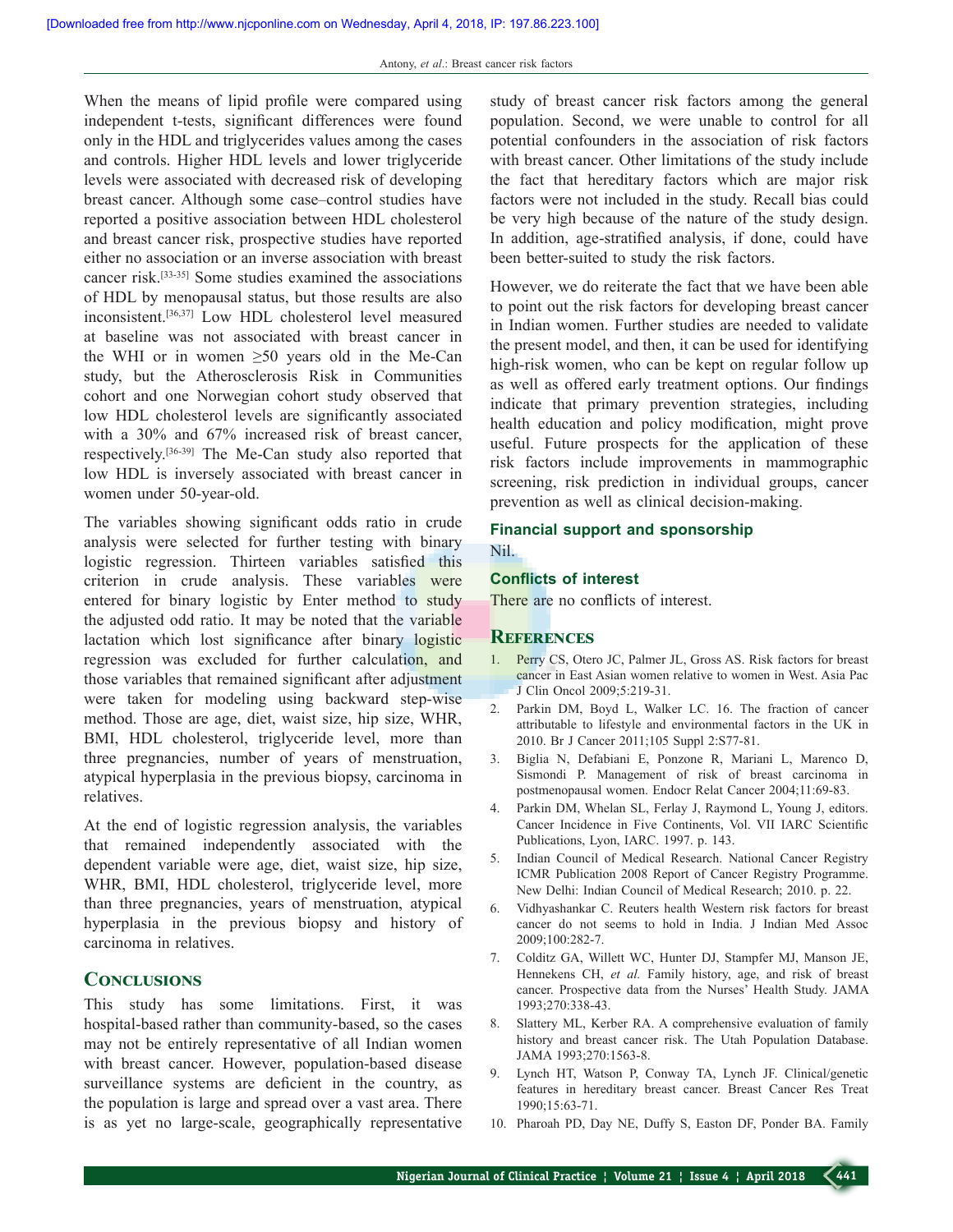When the means of lipid profile were compared using independent t-tests, significant differences were found only in the HDL and triglycerides values among the cases and controls. Higher HDL levels and lower triglyceride levels were associated with decreased risk of developing breast cancer. Although some case–control studies have reported a positive association between HDL cholesterol and breast cancer risk, prospective studies have reported either no association or an inverse association with breast cancer risk.[33-35] Some studies examined the associations of HDL by menopausal status, but those results are also inconsistent.[36,37] Low HDL cholesterol level measured at baseline was not associated with breast cancer in the WHI or in women ≥50 years old in the Me-Can study, but the Atherosclerosis Risk in Communities cohort and one Norwegian cohort study observed that low HDL cholesterol levels are significantly associated with a 30% and 67% increased risk of breast cancer, respectively.[36-39] The Me-Can study also reported that low HDL is inversely associated with breast cancer in women under 50-year-old.

The variables showing significant odds ratio in crude analysis were selected for further testing with binary logistic regression. Thirteen variables satisfied this criterion in crude analysis. These variables were entered for binary logistic by Enter method to study the adjusted odd ratio. It may be noted that the variable lactation which lost significance after binary logistic regression was excluded for further calculation, and those variables that remained significant after adjustment were taken for modeling using backward step-wise method. Those are age, diet, waist size, hip size, WHR, BMI, HDL cholesterol, triglyceride level, more than three pregnancies, number of years of menstruation, atypical hyperplasia in the previous biopsy, carcinoma in relatives.

At the end of logistic regression analysis, the variables that remained independently associated with the dependent variable were age, diet, waist size, hip size, WHR, BMI, HDL cholesterol, triglyceride level, more than three pregnancies, years of menstruation, atypical hyperplasia in the previous biopsy and history of carcinoma in relatives.

## Conclusions

This study has some limitations. First, it was hospital-based rather than community-based, so the cases may not be entirely representative of all Indian women with breast cancer. However, population-based disease surveillance systems are deficient in the country, as the population is large and spread over a vast area. There is as yet no large-scale, geographically representative study of breast cancer risk factors among the general population. Second, we were unable to control for all potential confounders in the association of risk factors with breast cancer. Other limitations of the study include the fact that hereditary factors which are major risk factors were not included in the study. Recall bias could be very high because of the nature of the study design. In addition, age-stratified analysis, if done, could have been better-suited to study the risk factors.

However, we do reiterate the fact that we have been able to point out the risk factors for developing breast cancer in Indian women. Further studies are needed to validate the present model, and then, it can be used for identifying high-risk women, who can be kept on regular follow up as well as offered early treatment options. Our findings indicate that primary prevention strategies, including health education and policy modification, might prove useful. Future prospects for the application of these risk factors include improvements in mammographic screening, risk prediction in individual groups, cancer prevention as well as clinical decision-making.

### Financial support and sponsorship

Nil.

### Conflicts of interest

There are no conflicts of interest.

## References

1. Perry CS, Otero JC, Palmer JL, Gross AS. Risk factors for breast cancer in East Asian women relative to women in West. Asia Pac J Clin Oncol 2009;5:219-31.
2. Parkin DM, Boyd L, Walker LC. 16. The fraction of cancer attributable to lifestyle and environmental factors in the UK in 2010. Br J Cancer 2011;105 Suppl 2:S77-81.
3. Biglia N, Defabiani E, Ponzone R, Mariani L, Marenco D, Sismondi P. Management of risk of breast carcinoma in postmenopausal women. Endocr Relat Cancer 2004;11:69-83.
4. Parkin DM, Whelan SL, Ferlay J, Raymond L, Young J, editors. Cancer Incidence in Five Continents, Vol. VII IARC Scientific Publications, Lyon, IARC. 1997. p. 143.
5. Indian Council of Medical Research. National Cancer Registry ICMR Publication 2008 Report of Cancer Registry Programme. New Delhi: Indian Council of Medical Research; 2010. p. 22.
6. Vidhyashankar C. Reuters health Western risk factors for breast cancer do not seems to hold in India. J Indian Med Assoc 2009;100:282-7.
7. Colditz GA, Willett WC, Hunter DJ, Stampfer MJ, Manson JE, Hennekens CH, *et al.* Family history, age, and risk of breast cancer. Prospective data from the Nurses' Health Study. JAMA 1993;270:338-43.
8. Slattery ML, Kerber RA. A comprehensive evaluation of family history and breast cancer risk. The Utah Population Database. JAMA 1993;270:1563-8.
9. Lynch HT, Watson P, Conway TA, Lynch JF. Clinical/genetic features in hereditary breast cancer. Breast Cancer Res Treat 1990;15:63-71.
10. Pharoah PD, Day NE, Duffy S, Easton DF, Ponder BA. Family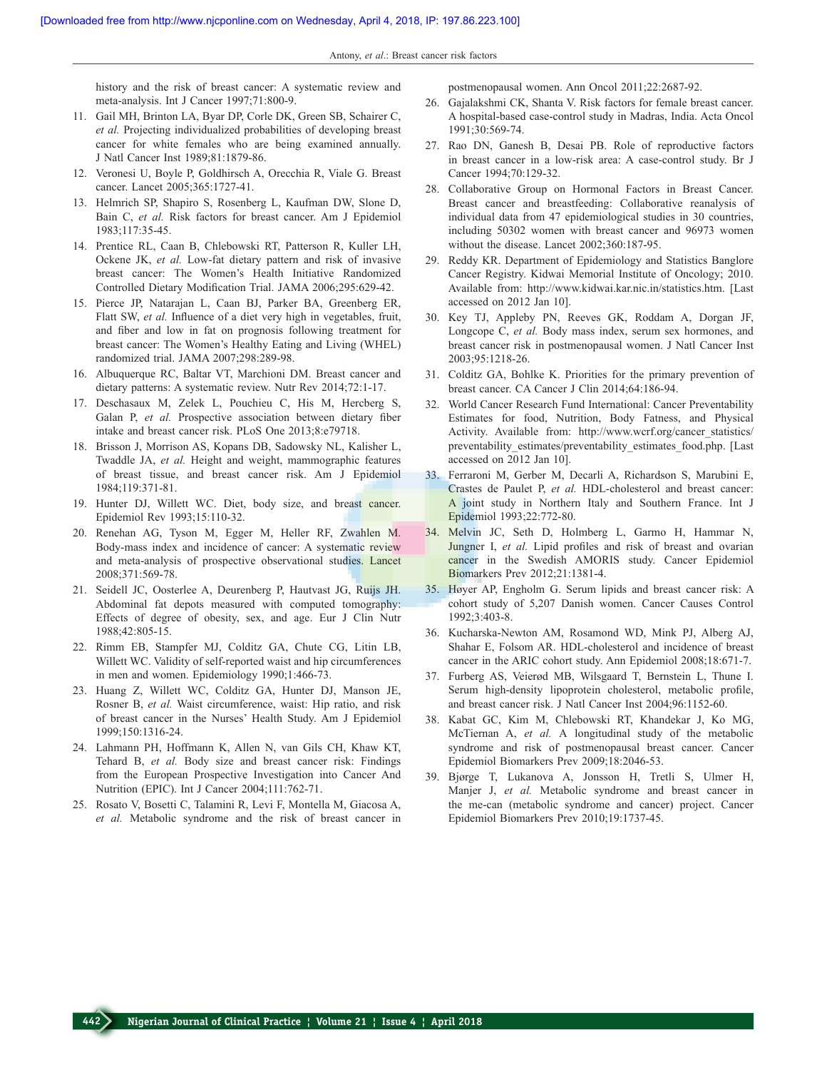history and the risk of breast cancer: A systematic review and meta-analysis. Int J Cancer 1997;71:800-9.

11. Gail MH, Brinton LA, Byar DP, Corle DK, Green SB, Schairer C, *et al.* Projecting individualized probabilities of developing breast cancer for white females who are being examined annually. J Natl Cancer Inst 1989;81:1879-86.
12. Veronesi U, Boyle P, Goldhirsch A, Orecchia R, Viale G. Breast cancer. Lancet 2005;365:1727-41.
13. Helmrich SP, Shapiro S, Rosenberg L, Kaufman DW, Slone D, Bain C, *et al.* Risk factors for breast cancer. Am J Epidemiol 1983;117:35-45.
14. Prentice RL, Caan B, Chlebowski RT, Patterson R, Kuller LH, Ockene JK, *et al.* Low-fat dietary pattern and risk of invasive breast cancer: The Women's Health Initiative Randomized Controlled Dietary Modification Trial. JAMA 2006;295:629-42.
15. Pierce JP, Natarajan L, Caan BJ, Parker BA, Greenberg ER, Flatt SW, *et al.* Influence of a diet very high in vegetables, fruit, and fiber and low in fat on prognosis following treatment for breast cancer: The Women's Healthy Eating and Living (WHEL) randomized trial. JAMA 2007;298:289-98.
16. Albuquerque RC, Baltar VT, Marchioni DM. Breast cancer and dietary patterns: A systematic review. Nutr Rev 2014;72:1-17.
17. Deschasaux M, Zelek L, Pouchieu C, His M, Hercberg S, Galan P, *et al.* Prospective association between dietary fiber intake and breast cancer risk. PLoS One 2013;8:e79718.
18. Brisson J, Morrison AS, Kopans DB, Sadowsky NL, Kalisher L, Twaddle JA, *et al.* Height and weight, mammographic features of breast tissue, and breast cancer risk. Am J Epidemiol 1984;119:371-81.
19. Hunter DJ, Willett WC. Diet, body size, and breast cancer. Epidemiol Rev 1993;15:110-32.
20. Renehan AG, Tyson M, Egger M, Heller RF, Zwahlen M. Body-mass index and incidence of cancer: A systematic review and meta-analysis of prospective observational studies. Lancet 2008;371:569-78.
21. Seidell JC, Oosterlee A, Deurenberg P, Hautvast JG, Ruijs JH. Abdominal fat depots measured with computed tomography: Effects of degree of obesity, sex, and age. Eur J Clin Nutr 1988;42:805-15.
22. Rimm EB, Stampfer MJ, Colditz GA, Chute CG, Litin LB, Willett WC. Validity of self-reported waist and hip circumferences in men and women. Epidemiology 1990;1:466-73.
23. Huang Z, Willett WC, Colditz GA, Hunter DJ, Manson JE, Rosner B, *et al.* Waist circumference, waist: Hip ratio, and risk of breast cancer in the Nurses' Health Study. Am J Epidemiol 1999;150:1316-24.
24. Lahmann PH, Hoffmann K, Allen N, van Gils CH, Khaw KT, Tehard B, *et al.* Body size and breast cancer risk: Findings from the European Prospective Investigation into Cancer And Nutrition (EPIC). Int J Cancer 2004;111:762-71.
25. Rosato V, Bosetti C, Talamini R, Levi F, Montella M, Giacosa A, *et al.* Metabolic syndrome and the risk of breast cancer in postmenopausal women. Ann Oncol 2011;22:2687-92.
26. Gajalakshmi CK, Shanta V. Risk factors for female breast cancer. A hospital-based case-control study in Madras, India. Acta Oncol 1991;30:569-74.
27. Rao DN, Ganesh B, Desai PB. Role of reproductive factors in breast cancer in a low-risk area: A case-control study. Br J Cancer 1994;70:129-32.
28. Collaborative Group on Hormonal Factors in Breast Cancer. Breast cancer and breastfeeding: Collaborative reanalysis of individual data from 47 epidemiological studies in 30 countries, including 50302 women with breast cancer and 96973 women without the disease. Lancet 2002;360:187-95.
29. Reddy KR. Department of Epidemiology and Statistics Banglore Cancer Registry. Kidwai Memorial Institute of Oncology; 2010. Available from: http://www.kidwai.kar.nic.in/statistics.htm. [Last accessed on 2012 Jan 10].
30. Key TJ, Appleby PN, Reeves GK, Roddam A, Dorgan JF, Longcope C, *et al.* Body mass index, serum sex hormones, and breast cancer risk in postmenopausal women. J Natl Cancer Inst 2003;95:1218-26.
31. Colditz GA, Bohlke K. Priorities for the primary prevention of breast cancer. CA Cancer J Clin 2014;64:186-94.
32. World Cancer Research Fund International: Cancer Preventability Estimates for food, Nutrition, Body Fatness, and Physical Activity. Available from: http://www.wcrf.org/cancer_statistics/preventability_estimates/preventability_estimates_food.php. [Last accessed on 2012 Jan 10].
33. Ferraroni M, Gerber M, Decarli A, Richardson S, Marubini E, Crastes de Paulet P, *et al.* HDL-cholesterol and breast cancer: A joint study in Northern Italy and Southern France. Int J Epidemiol 1993;22:772-80.
34. Melvin JC, Seth D, Holmberg L, Garmo H, Hammar N, Jungner I, *et al.* Lipid profiles and risk of breast and ovarian cancer in the Swedish AMORIS study. Cancer Epidemiol Biomarkers Prev 2012;21:1381-4.
35. Høyer AP, Engholm G. Serum lipids and breast cancer risk: A cohort study of 5,207 Danish women. Cancer Causes Control 1992;3:403-8.
36. Kucharska-Newton AM, Rosamond WD, Mink PJ, Alberg AJ, Shahar E, Folsom AR. HDL-cholesterol and incidence of breast cancer in the ARIC cohort study. Ann Epidemiol 2008;18:671-7.
37. Furberg AS, Veierød MB, Wilsgaard T, Bernstein L, Thune I. Serum high-density lipoprotein cholesterol, metabolic profile, and breast cancer risk. J Natl Cancer Inst 2004;96:1152-60.
38. Kabat GC, Kim M, Chlebowski RT, Khandekar J, Ko MG, McTiernan A, *et al.* A longitudinal study of the metabolic syndrome and risk of postmenopausal breast cancer. Cancer Epidemiol Biomarkers Prev 2009;18:2046-53.
39. Bjørge T, Lukanova A, Jonsson H, Tretli S, Ulmer H, Manjer J, *et al.* Metabolic syndrome and breast cancer in the me-can (metabolic syndrome and cancer) project. Cancer Epidemiol Biomarkers Prev 2010;19:1737-45.